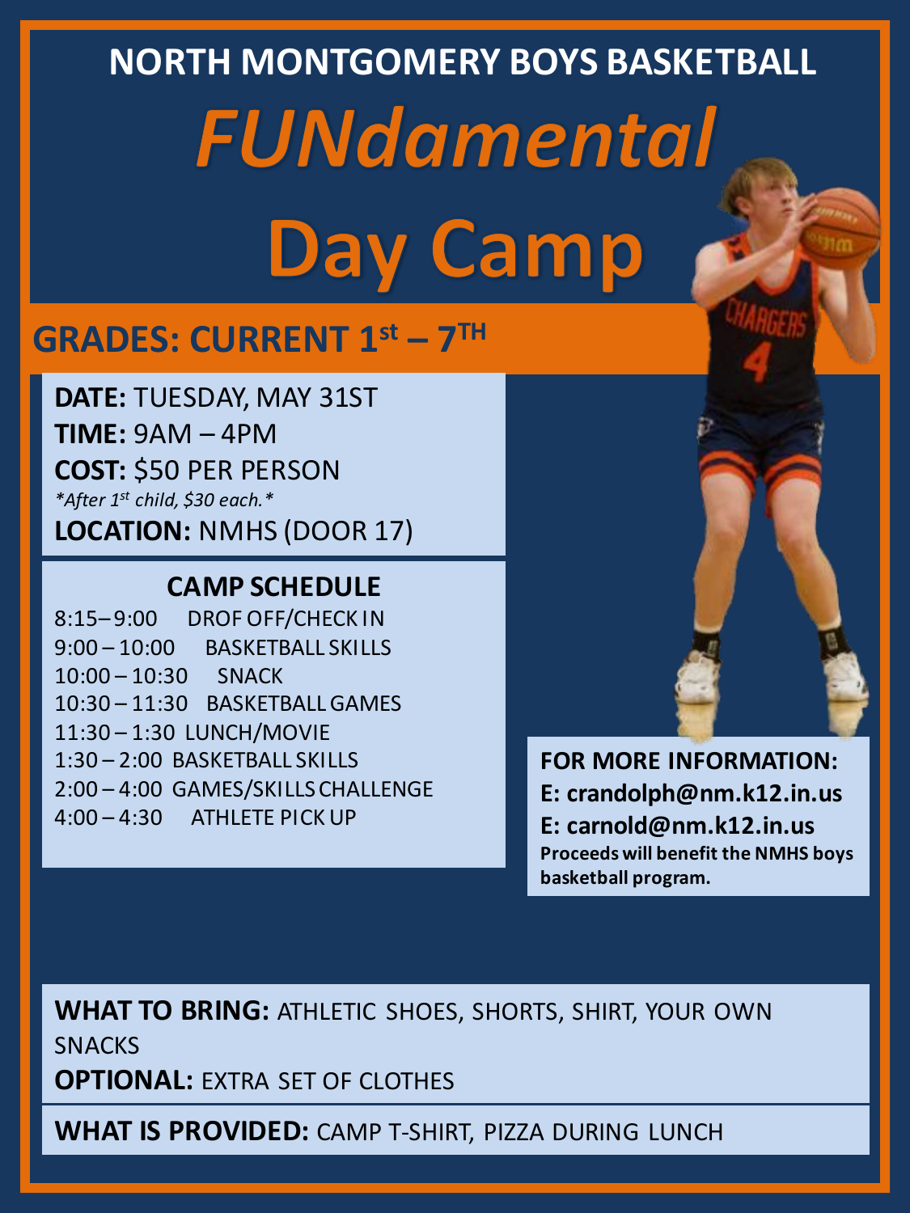# NORTH MONTGOMERY BOYS BASKETBALL

# *FUNdamental* Day Camp

## GRADES: CURRENT 1st – 7TH

**DATE:** TUESDAY, MAY 31ST

**TIME:** 9AM – 4PM

**COST:** $50 PER PERSON

*\*After 1st child, $30 each.\**

**LOCATION:** NMHS (DOOR 17)

### CAMP SCHEDULE

| Time | Activity |
| --- | --- |
| 8:15–9:00 | DROF OFF/CHECK IN |
| 9:00 – 10:00 | BASKETBALL SKILLS |
| 10:00 – 10:30 | SNACK |
| 10:30 – 11:30 | BASKETBALL GAMES |
| 11:30 – 1:30 | LUNCH/MOVIE |
| 1:30 – 2:00 | BASKETBALL SKILLS |
| 2:00 – 4:00 | GAMES/SKILLS CHALLENGE |
| 4:00 – 4:30 | ATHLETE PICK UP |

**FOR MORE INFORMATION:**

**E: crandolph@nm.k12.in.us**

**E: carnold@nm.k12.in.us**

**Proceeds will benefit the NMHS boys basketball program.**

**WHAT TO BRING:** ATHLETIC SHOES, SHORTS, SHIRT, YOUR OWN SNACKS

**OPTIONAL:** EXTRA SET OF CLOTHES

**WHAT IS PROVIDED:** CAMP T-SHIRT, PIZZA DURING LUNCH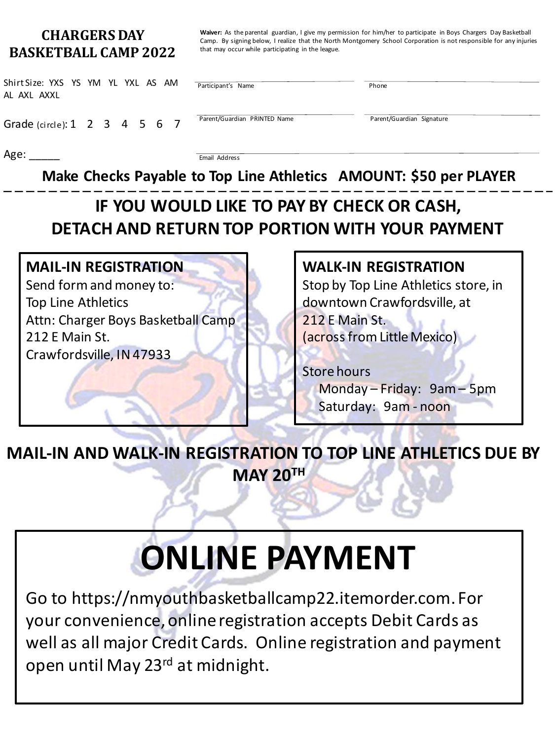**CHARGERS DAY BASKETBALL CAMP 2022**

**Waiver:** As the parental guardian, I give my permission for him/her to participate in Boys Chargers Day Basketball Camp. By signing below, I realize that the North Montgomery School Corporation is not responsible for any injuries that may occur while participating in the league.

Shirt Size: YXS YS YM YL YXL AS AM AL AXL AXXL

Grade (circle): 1 2 3 4 5 6 7

Age: _____

Participant's Name ______________________ Phone ______________________

Parent/Guardian PRINTED Name ______________________ Parent/Guardian Signature ______________________

Email Address ______________________

**Make Checks Payable to Top Line Athletics AMOUNT: $50 per PLAYER**

---

## IF YOU WOULD LIKE TO PAY BY CHECK OR CASH, DETACH AND RETURN TOP PORTION WITH YOUR PAYMENT

### MAIL-IN REGISTRATION

Send form and money to:
Top Line Athletics
Attn: Charger Boys Basketball Camp
212 E Main St.
Crawfordsville, IN 47933

### WALK-IN REGISTRATION

Stop by Top Line Athletics store, in downtown Crawfordsville, at
212 E Main St.
(across from Little Mexico)

Store hours
Monday – Friday: 9am – 5pm
Saturday: 9am - noon

**MAIL-IN AND WALK-IN REGISTRATION TO TOP LINE ATHLETICS DUE BY MAY 20TH**

# ONLINE PAYMENT

Go to https://nmyouthbasketballcamp22.itemorder.com. For your convenience, online registration accepts Debit Cards as well as all major Credit Cards. Online registration and payment open until May 23rd at midnight.